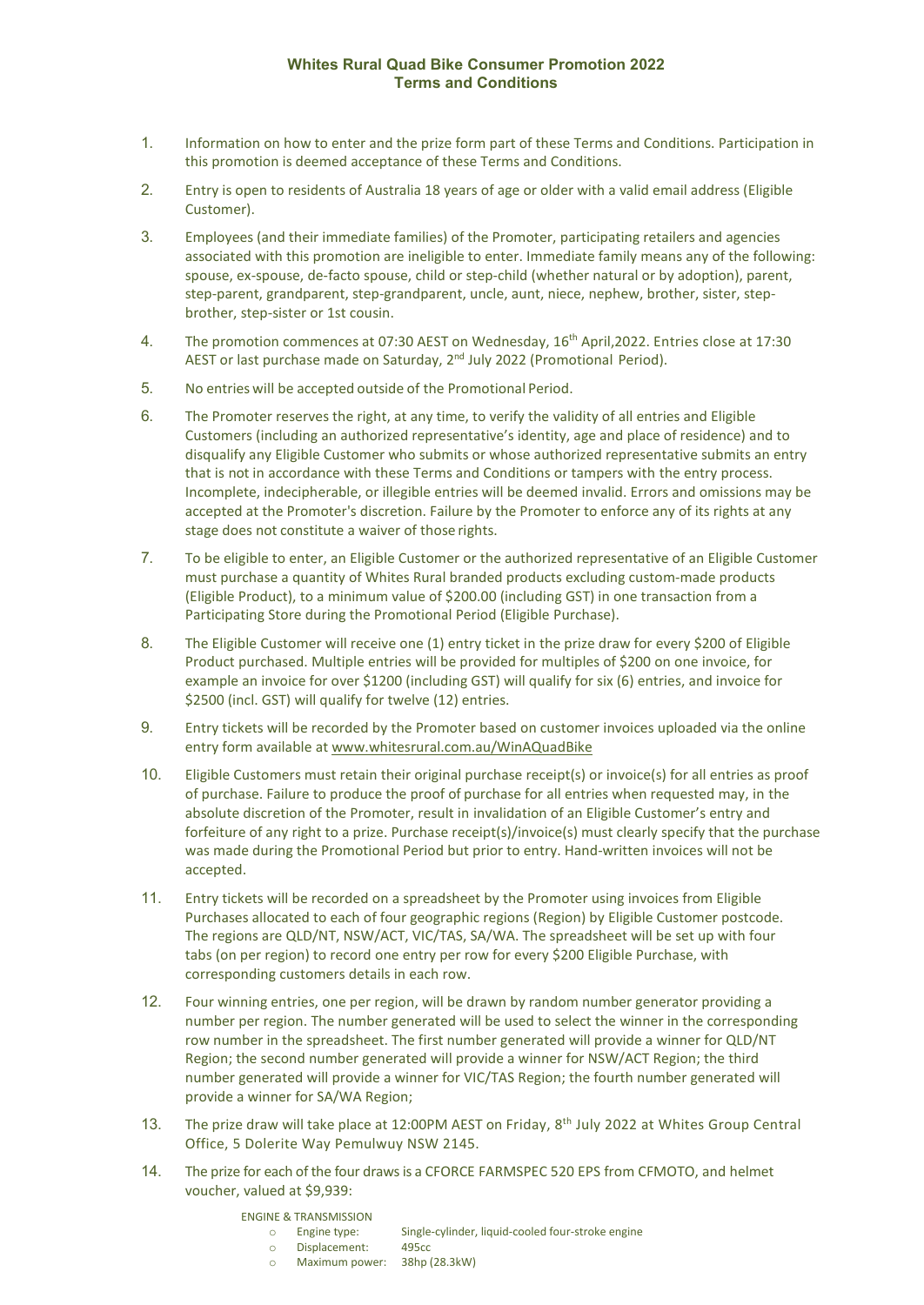# Whites Rural Quad Bike Consumer Promotion 2022
## Terms and Conditions

1. Information on how to enter and the prize form part of these Terms and Conditions. Participation in this promotion is deemed acceptance of these Terms and Conditions.

2. Entry is open to residents of Australia 18 years of age or older with a valid email address (Eligible Customer).

3. Employees (and their immediate families) of the Promoter, participating retailers and agencies associated with this promotion are ineligible to enter. Immediate family means any of the following: spouse, ex-spouse, de-facto spouse, child or step-child (whether natural or by adoption), parent, step-parent, grandparent, step-grandparent, uncle, aunt, niece, nephew, brother, sister, step-brother, step-sister or 1st cousin.

4. The promotion commences at 07:30 AEST on Wednesday, 16th April,2022. Entries close at 17:30 AEST or last purchase made on Saturday, 2nd July 2022 (Promotional Period).

5. No entries will be accepted outside of the Promotional Period.

6. The Promoter reserves the right, at any time, to verify the validity of all entries and Eligible Customers (including an authorized representative's identity, age and place of residence) and to disqualify any Eligible Customer who submits or whose authorized representative submits an entry that is not in accordance with these Terms and Conditions or tampers with the entry process. Incomplete, indecipherable, or illegible entries will be deemed invalid. Errors and omissions may be accepted at the Promoter's discretion. Failure by the Promoter to enforce any of its rights at any stage does not constitute a waiver of those rights.

7. To be eligible to enter, an Eligible Customer or the authorized representative of an Eligible Customer must purchase a quantity of Whites Rural branded products excluding custom-made products (Eligible Product), to a minimum value of $200.00 (including GST) in one transaction from a Participating Store during the Promotional Period (Eligible Purchase).

8. The Eligible Customer will receive one (1) entry ticket in the prize draw for every $200 of Eligible Product purchased. Multiple entries will be provided for multiples of $200 on one invoice, for example an invoice for over $1200 (including GST) will qualify for six (6) entries, and invoice for $2500 (incl. GST) will qualify for twelve (12) entries.

9. Entry tickets will be recorded by the Promoter based on customer invoices uploaded via the online entry form available at www.whitesrural.com.au/WinAQuadBike

10. Eligible Customers must retain their original purchase receipt(s) or invoice(s) for all entries as proof of purchase. Failure to produce the proof of purchase for all entries when requested may, in the absolute discretion of the Promoter, result in invalidation of an Eligible Customer's entry and forfeiture of any right to a prize. Purchase receipt(s)/invoice(s) must clearly specify that the purchase was made during the Promotional Period but prior to entry. Hand-written invoices will not be accepted.

11. Entry tickets will be recorded on a spreadsheet by the Promoter using invoices from Eligible Purchases allocated to each of four geographic regions (Region) by Eligible Customer postcode. The regions are QLD/NT, NSW/ACT, VIC/TAS, SA/WA. The spreadsheet will be set up with four tabs (on per region) to record one entry per row for every $200 Eligible Purchase, with corresponding customers details in each row.

12. Four winning entries, one per region, will be drawn by random number generator providing a number per region. The number generated will be used to select the winner in the corresponding row number in the spreadsheet. The first number generated will provide a winner for QLD/NT Region; the second number generated will provide a winner for NSW/ACT Region; the third number generated will provide a winner for VIC/TAS Region; the fourth number generated will provide a winner for SA/WA Region;

13. The prize draw will take place at 12:00PM AEST on Friday, 8th July 2022 at Whites Group Central Office, 5 Dolerite Way Pemulwuy NSW 2145.

14. The prize for each of the four draws is a CFORCE FARMSPEC 520 EPS from CFMOTO, and helmet voucher, valued at $9,939:

    ENGINE & TRANSMISSION
    - Engine type: Single-cylinder, liquid-cooled four-stroke engine
    - Displacement: 495cc
    - Maximum power: 38hp (28.3kW)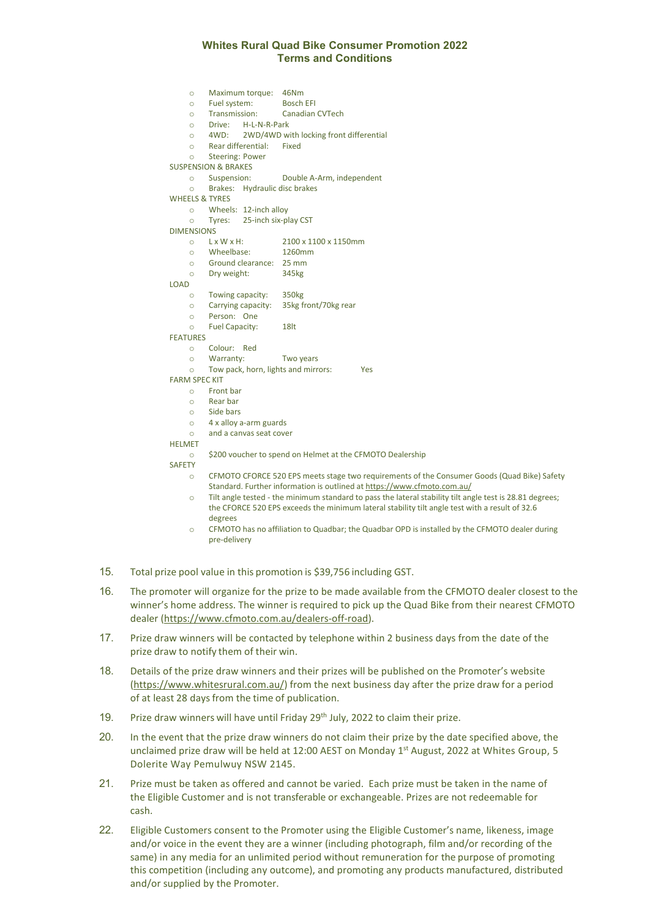- Maximum torque: 46Nm
- Fuel system: Bosch EFI
- Transmission: Canadian CVTech
- Drive: H-L-N-R-Park
- 4WD: 2WD/4WD with locking front differential
- Rear differential: Fixed
- Steering: Power

SUSPENSION & BRAKES

- Suspension: Double A-Arm, independent
- Brakes: Hydraulic disc brakes

WHEELS & TYRES

- Wheels: 12-inch alloy
- Tyres: 25-inch six-play CST

DIMENSIONS

- L x W x H: 2100 x 1100 x 1150mm
- Wheelbase: 1260mm
- Ground clearance: 25 mm
- Dry weight: 345kg

LOAD

- Towing capacity: 350kg
- Carrying capacity: 35kg front/70kg rear
- Person: One
- Fuel Capacity: 18lt

FEATURES

- Colour: Red
- Warranty: Two years
- Tow pack, horn, lights and mirrors: Yes

FARM SPEC KIT

- Front bar
- Rear bar
- Side bars
- 4 x alloy a-arm guards
- and a canvas seat cover

HELMET

- $200 voucher to spend on Helmet at the CFMOTO Dealership

SAFETY

- CFMOTO CFORCE 520 EPS meets stage two requirements of the Consumer Goods (Quad Bike) Safety Standard. Further information is outlined at https://www.cfmoto.com.au/
- Tilt angle tested - the minimum standard to pass the lateral stability tilt angle test is 28.81 degrees; the CFORCE 520 EPS exceeds the minimum lateral stability tilt angle test with a result of 32.6 degrees
- CFMOTO has no affiliation to Quadbar; the Quadbar OPD is installed by the CFMOTO dealer during pre-delivery

15. Total prize pool value in this promotion is $39,756 including GST.

16. The promoter will organize for the prize to be made available from the CFMOTO dealer closest to the winner's home address. The winner is required to pick up the Quad Bike from their nearest CFMOTO dealer (https://www.cfmoto.com.au/dealers-off-road).

17. Prize draw winners will be contacted by telephone within 2 business days from the date of the prize draw to notify them of their win.

18. Details of the prize draw winners and their prizes will be published on the Promoter's website (https://www.whitesrural.com.au/) from the next business day after the prize draw for a period of at least 28 days from the time of publication.

19. Prize draw winners will have until Friday 29th July, 2022 to claim their prize.

20. In the event that the prize draw winners do not claim their prize by the date specified above, the unclaimed prize draw will be held at 12:00 AEST on Monday 1st August, 2022 at Whites Group, 5 Dolerite Way Pemulwuy NSW 2145.

21. Prize must be taken as offered and cannot be varied. Each prize must be taken in the name of the Eligible Customer and is not transferable or exchangeable. Prizes are not redeemable for cash.

22. Eligible Customers consent to the Promoter using the Eligible Customer's name, likeness, image and/or voice in the event they are a winner (including photograph, film and/or recording of the same) in any media for an unlimited period without remuneration for the purpose of promoting this competition (including any outcome), and promoting any products manufactured, distributed and/or supplied by the Promoter.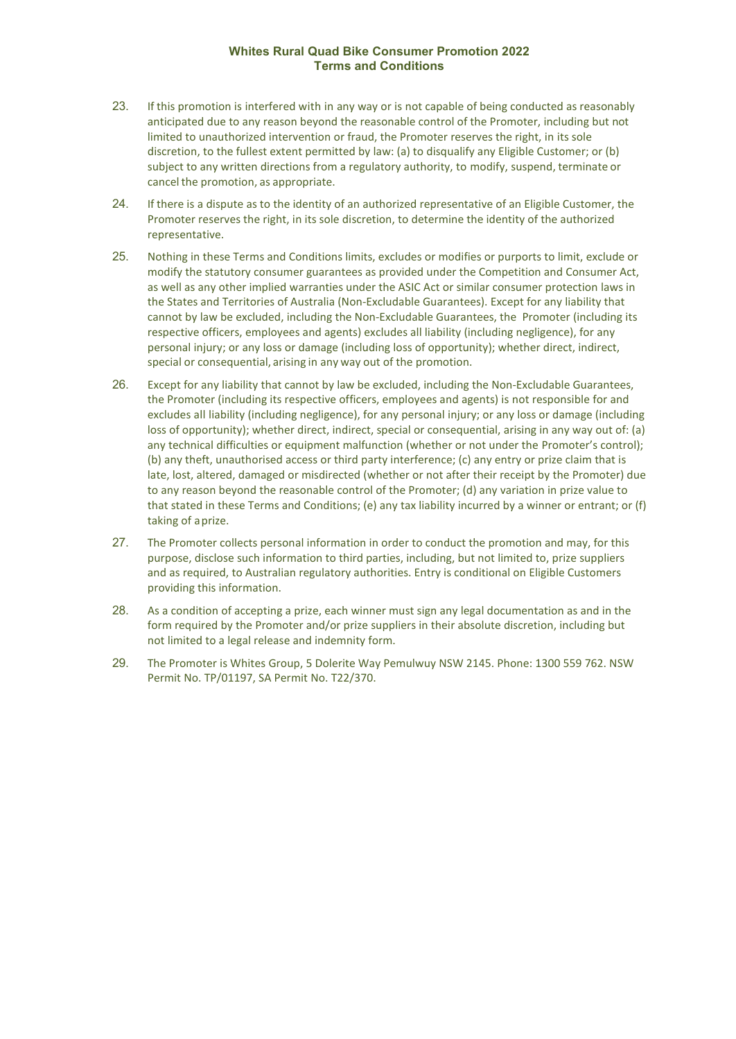23. If this promotion is interfered with in any way or is not capable of being conducted as reasonably anticipated due to any reason beyond the reasonable control of the Promoter, including but not limited to unauthorized intervention or fraud, the Promoter reserves the right, in its sole discretion, to the fullest extent permitted by law: (a) to disqualify any Eligible Customer; or (b) subject to any written directions from a regulatory authority, to modify, suspend, terminate or cancel the promotion, as appropriate.

24. If there is a dispute as to the identity of an authorized representative of an Eligible Customer, the Promoter reserves the right, in its sole discretion, to determine the identity of the authorized representative.

25. Nothing in these Terms and Conditions limits, excludes or modifies or purports to limit, exclude or modify the statutory consumer guarantees as provided under the Competition and Consumer Act, as well as any other implied warranties under the ASIC Act or similar consumer protection laws in the States and Territories of Australia (Non-Excludable Guarantees). Except for any liability that cannot by law be excluded, including the Non-Excludable Guarantees, the Promoter (including its respective officers, employees and agents) excludes all liability (including negligence), for any personal injury; or any loss or damage (including loss of opportunity); whether direct, indirect, special or consequential, arising in any way out of the promotion.

26. Except for any liability that cannot by law be excluded, including the Non-Excludable Guarantees, the Promoter (including its respective officers, employees and agents) is not responsible for and excludes all liability (including negligence), for any personal injury; or any loss or damage (including loss of opportunity); whether direct, indirect, special or consequential, arising in any way out of: (a) any technical difficulties or equipment malfunction (whether or not under the Promoter's control); (b) any theft, unauthorised access or third party interference; (c) any entry or prize claim that is late, lost, altered, damaged or misdirected (whether or not after their receipt by the Promoter) due to any reason beyond the reasonable control of the Promoter; (d) any variation in prize value to that stated in these Terms and Conditions; (e) any tax liability incurred by a winner or entrant; or (f) taking of a prize.

27. The Promoter collects personal information in order to conduct the promotion and may, for this purpose, disclose such information to third parties, including, but not limited to, prize suppliers and as required, to Australian regulatory authorities. Entry is conditional on Eligible Customers providing this information.

28. As a condition of accepting a prize, each winner must sign any legal documentation as and in the form required by the Promoter and/or prize suppliers in their absolute discretion, including but not limited to a legal release and indemnity form.

29. The Promoter is Whites Group, 5 Dolerite Way Pemulwuy NSW 2145. Phone: 1300 559 762. NSW Permit No. TP/01197, SA Permit No. T22/370.